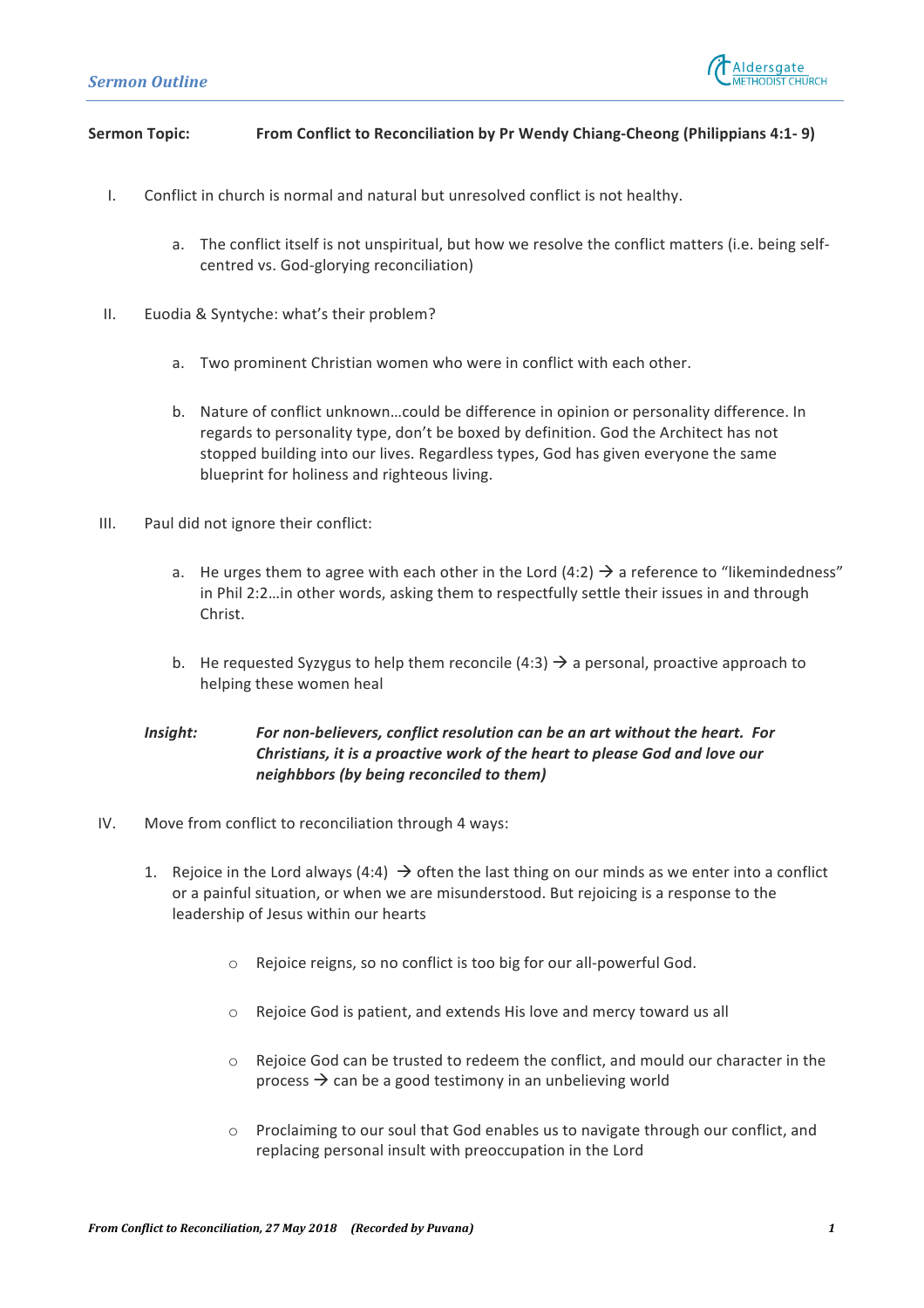**Sermon Topic:** **From Conflict to Reconciliation by Pr Wendy Chiang-Cheong (Philippians 4:1- 9)**

I. Conflict in church is normal and natural but unresolved conflict is not healthy.

   a. The conflict itself is not unspiritual, but how we resolve the conflict matters (i.e. being self-centred vs. God-glorying reconciliation)

II. Euodia & Syntyche: what's their problem?

   a. Two prominent Christian women who were in conflict with each other.

   b. Nature of conflict unknown…could be difference in opinion or personality difference. In regards to personality type, don't be boxed by definition. God the Architect has not stopped building into our lives. Regardless types, God has given everyone the same blueprint for holiness and righteous living.

III. Paul did not ignore their conflict:

   a. He urges them to agree with each other in the Lord (4:2) → a reference to "likemindedness" in Phil 2:2…in other words, asking them to respectfully settle their issues in and through Christ.

   b. He requested Syzygus to help them reconcile (4:3) → a personal, proactive approach to helping these women heal

   ***Insight:*** ***For non-believers, conflict resolution can be an art without the heart. For Christians, it is a proactive work of the heart to please God and love our neighbbors (by being reconciled to them)***

IV. Move from conflict to reconciliation through 4 ways:

   1. Rejoice in the Lord always (4:4) → often the last thing on our minds as we enter into a conflict or a painful situation, or when we are misunderstood. But rejoicing is a response to the leadership of Jesus within our hearts

      - Rejoice reigns, so no conflict is too big for our all-powerful God.
      - Rejoice God is patient, and extends His love and mercy toward us all
      - Rejoice God can be trusted to redeem the conflict, and mould our character in the process → can be a good testimony in an unbelieving world
      - Proclaiming to our soul that God enables us to navigate through our conflict, and replacing personal insult with preoccupation in the Lord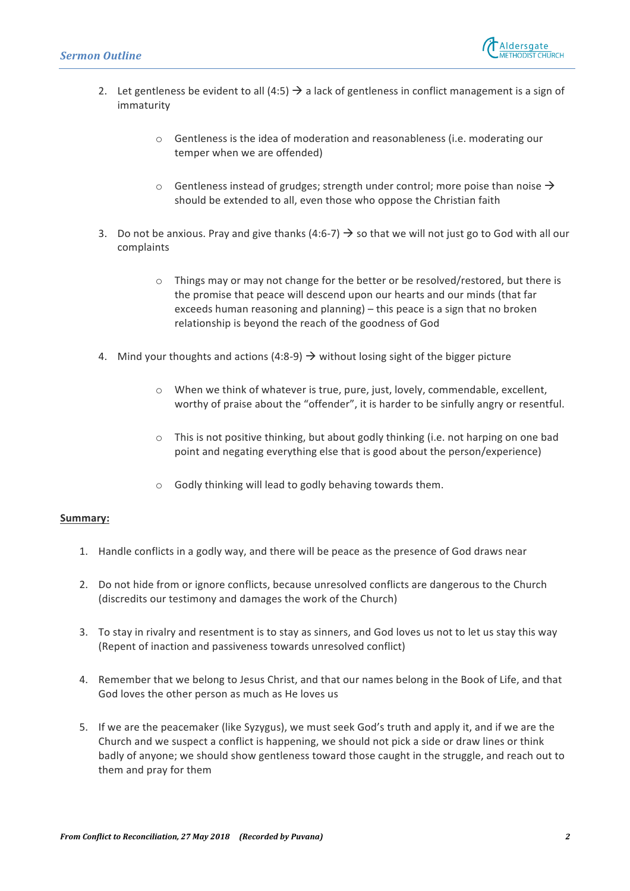2. Let gentleness be evident to all (4:5) → a lack of gentleness in conflict management is a sign of immaturity

    - Gentleness is the idea of moderation and reasonableness (i.e. moderating our temper when we are offended)

    - Gentleness instead of grudges; strength under control; more poise than noise → should be extended to all, even those who oppose the Christian faith

3. Do not be anxious. Pray and give thanks (4:6-7) → so that we will not just go to God with all our complaints

    - Things may or may not change for the better or be resolved/restored, but there is the promise that peace will descend upon our hearts and our minds (that far exceeds human reasoning and planning) – this peace is a sign that no broken relationship is beyond the reach of the goodness of God

4. Mind your thoughts and actions (4:8-9) → without losing sight of the bigger picture

    - When we think of whatever is true, pure, just, lovely, commendable, excellent, worthy of praise about the "offender", it is harder to be sinfully angry or resentful.

    - This is not positive thinking, but about godly thinking (i.e. not harping on one bad point and negating everything else that is good about the person/experience)

    - Godly thinking will lead to godly behaving towards them.

**Summary:**

1. Handle conflicts in a godly way, and there will be peace as the presence of God draws near

2. Do not hide from or ignore conflicts, because unresolved conflicts are dangerous to the Church (discredits our testimony and damages the work of the Church)

3. To stay in rivalry and resentment is to stay as sinners, and God loves us not to let us stay this way (Repent of inaction and passiveness towards unresolved conflict)

4. Remember that we belong to Jesus Christ, and that our names belong in the Book of Life, and that God loves the other person as much as He loves us

5. If we are the peacemaker (like Syzygus), we must seek God's truth and apply it, and if we are the Church and we suspect a conflict is happening, we should not pick a side or draw lines or think badly of anyone; we should show gentleness toward those caught in the struggle, and reach out to them and pray for them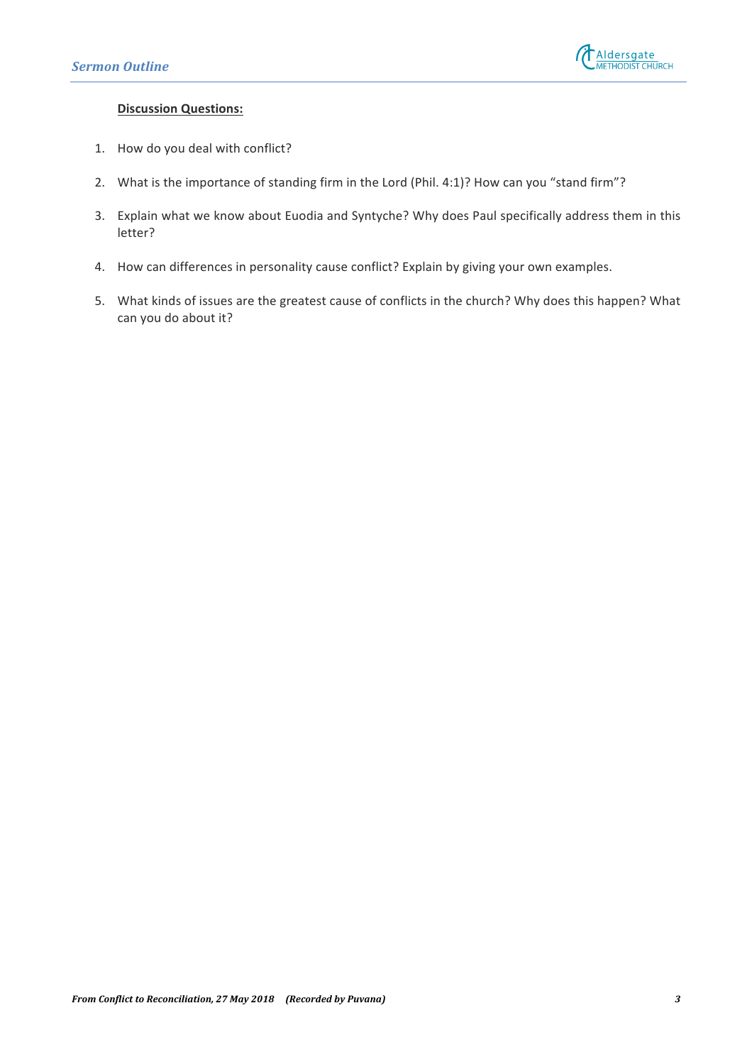**Discussion Questions:**

1. How do you deal with conflict?
2. What is the importance of standing firm in the Lord (Phil. 4:1)? How can you "stand firm"?
3. Explain what we know about Euodia and Syntyche? Why does Paul specifically address them in this letter?
4. How can differences in personality cause conflict? Explain by giving your own examples.
5. What kinds of issues are the greatest cause of conflicts in the church? Why does this happen? What can you do about it?